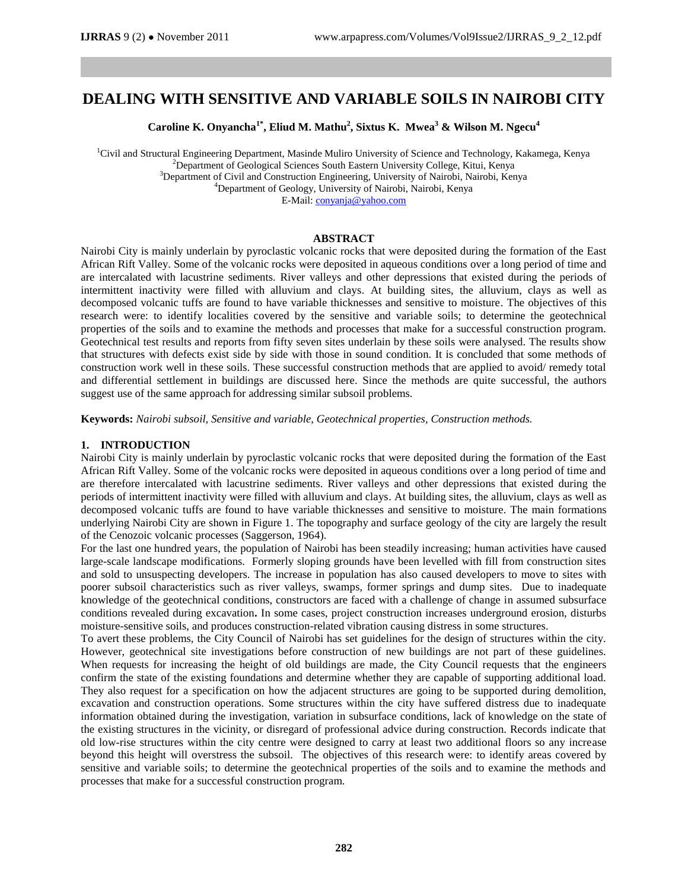# DEALING WITH SENSITIVE AND VARIABLE SOILS IN NAIROBI CITY

**Caroline K. Onyancha[1*], Eliud M. Mathu[2], Sixtus K. Mwea[3] & Wilson M. Ngecu[4]**

[1]Civil and Structural Engineering Department, Masinde Muliro University of Science and Technology, Kakamega, Kenya
[2]Department of Geological Sciences South Eastern University College, Kitui, Kenya
[3]Department of Civil and Construction Engineering, University of Nairobi, Nairobi, Kenya
[4]Department of Geology, University of Nairobi, Nairobi, Kenya
E-Mail: conyanja@yahoo.com

## ABSTRACT

Nairobi City is mainly underlain by pyroclastic volcanic rocks that were deposited during the formation of the East African Rift Valley. Some of the volcanic rocks were deposited in aqueous conditions over a long period of time and are intercalated with lacustrine sediments. River valleys and other depressions that existed during the periods of intermittent inactivity were filled with alluvium and clays. At building sites, the alluvium, clays as well as decomposed volcanic tuffs are found to have variable thicknesses and sensitive to moisture. The objectives of this research were: to identify localities covered by the sensitive and variable soils; to determine the geotechnical properties of the soils and to examine the methods and processes that make for a successful construction program. Geotechnical test results and reports from fifty seven sites underlain by these soils were analysed. The results show that structures with defects exist side by side with those in sound condition. It is concluded that some methods of construction work well in these soils. These successful construction methods that are applied to avoid/ remedy total and differential settlement in buildings are discussed here. Since the methods are quite successful, the authors suggest use of the same approach for addressing similar subsoil problems.

**Keywords:** *Nairobi subsoil, Sensitive and variable, Geotechnical properties, Construction methods.*

## 1. INTRODUCTION

Nairobi City is mainly underlain by pyroclastic volcanic rocks that were deposited during the formation of the East African Rift Valley. Some of the volcanic rocks were deposited in aqueous conditions over a long period of time and are therefore intercalated with lacustrine sediments. River valleys and other depressions that existed during the periods of intermittent inactivity were filled with alluvium and clays. At building sites, the alluvium, clays as well as decomposed volcanic tuffs are found to have variable thicknesses and sensitive to moisture. The main formations underlying Nairobi City are shown in Figure 1. The topography and surface geology of the city are largely the result of the Cenozoic volcanic processes (Saggerson, 1964).

For the last one hundred years, the population of Nairobi has been steadily increasing; human activities have caused large-scale landscape modifications. Formerly sloping grounds have been levelled with fill from construction sites and sold to unsuspecting developers. The increase in population has also caused developers to move to sites with poorer subsoil characteristics such as river valleys, swamps, former springs and dump sites. Due to inadequate knowledge of the geotechnical conditions, constructors are faced with a challenge of change in assumed subsurface conditions revealed during excavation**.** In some cases, project construction increases underground erosion, disturbs moisture-sensitive soils, and produces construction-related vibration causing distress in some structures.

To avert these problems, the City Council of Nairobi has set guidelines for the design of structures within the city. However, geotechnical site investigations before construction of new buildings are not part of these guidelines. When requests for increasing the height of old buildings are made, the City Council requests that the engineers confirm the state of the existing foundations and determine whether they are capable of supporting additional load. They also request for a specification on how the adjacent structures are going to be supported during demolition, excavation and construction operations. Some structures within the city have suffered distress due to inadequate information obtained during the investigation, variation in subsurface conditions, lack of knowledge on the state of the existing structures in the vicinity, or disregard of professional advice during construction. Records indicate that old low-rise structures within the city centre were designed to carry at least two additional floors so any increase beyond this height will overstress the subsoil. The objectives of this research were: to identify areas covered by sensitive and variable soils; to determine the geotechnical properties of the soils and to examine the methods and processes that make for a successful construction program.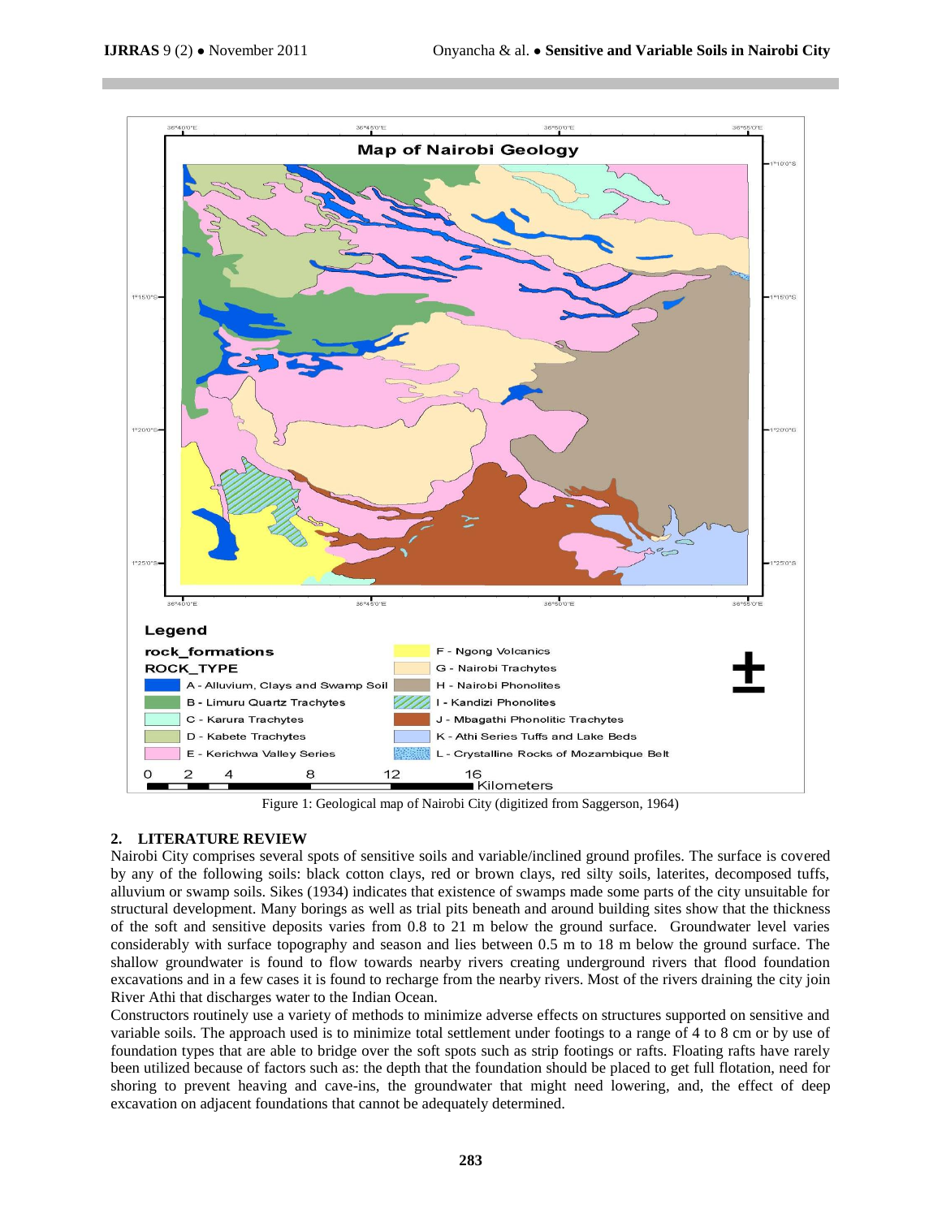Figure 1: Geological map of Nairobi City (digitized from Saggerson, 1964)

## 2. LITERATURE REVIEW

Nairobi City comprises several spots of sensitive soils and variable/inclined ground profiles. The surface is covered by any of the following soils: black cotton clays, red or brown clays, red silty soils, laterites, decomposed tuffs, alluvium or swamp soils. Sikes (1934) indicates that existence of swamps made some parts of the city unsuitable for structural development. Many borings as well as trial pits beneath and around building sites show that the thickness of the soft and sensitive deposits varies from 0.8 to 21 m below the ground surface. Groundwater level varies considerably with surface topography and season and lies between 0.5 m to 18 m below the ground surface. The shallow groundwater is found to flow towards nearby rivers creating underground rivers that flood foundation excavations and in a few cases it is found to recharge from the nearby rivers. Most of the rivers draining the city join River Athi that discharges water to the Indian Ocean.

Constructors routinely use a variety of methods to minimize adverse effects on structures supported on sensitive and variable soils. The approach used is to minimize total settlement under footings to a range of 4 to 8 cm or by use of foundation types that are able to bridge over the soft spots such as strip footings or rafts. Floating rafts have rarely been utilized because of factors such as: the depth that the foundation should be placed to get full flotation, need for shoring to prevent heaving and cave-ins, the groundwater that might need lowering, and, the effect of deep excavation on adjacent foundations that cannot be adequately determined.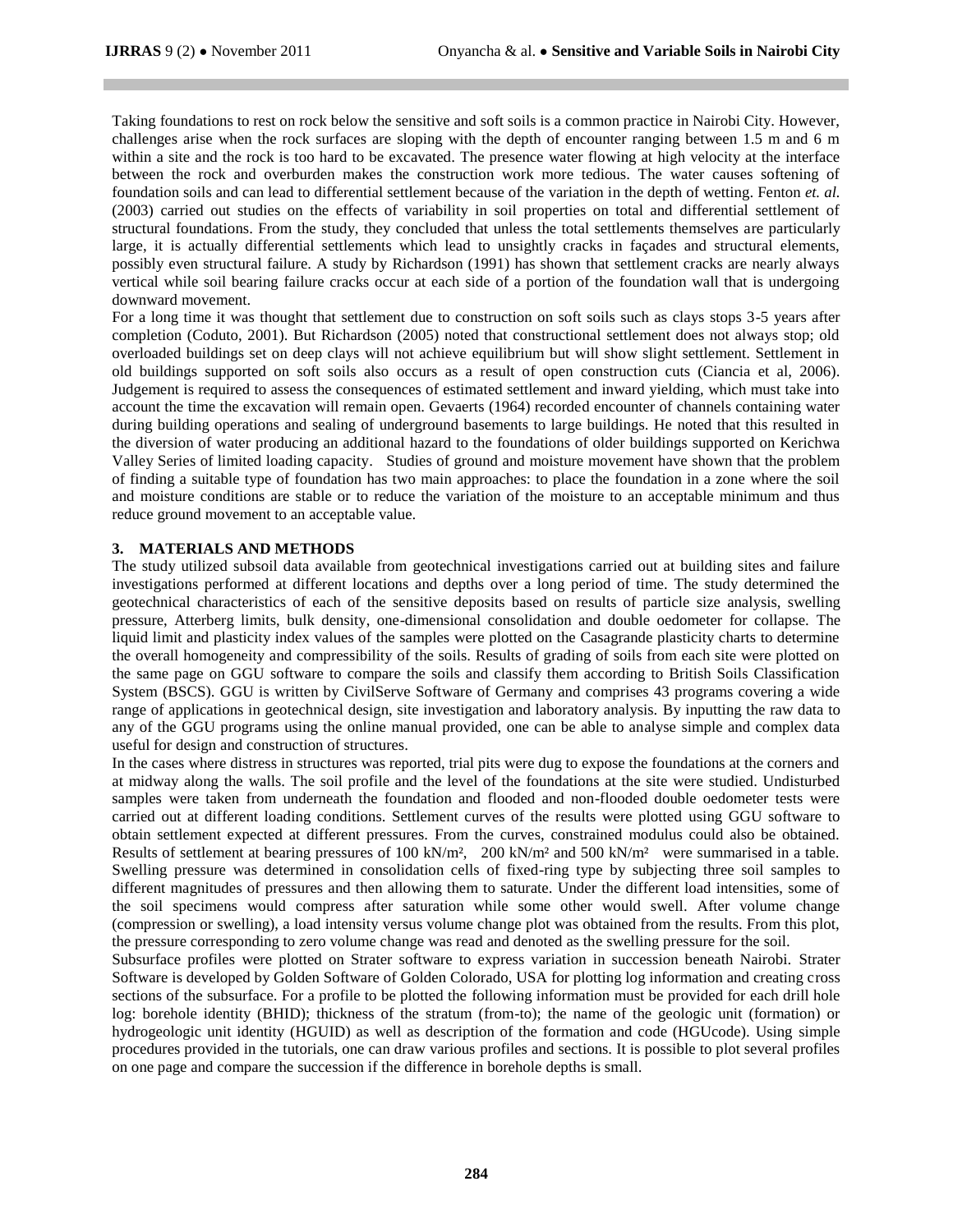Taking foundations to rest on rock below the sensitive and soft soils is a common practice in Nairobi City. However, challenges arise when the rock surfaces are sloping with the depth of encounter ranging between 1.5 m and 6 m within a site and the rock is too hard to be excavated. The presence water flowing at high velocity at the interface between the rock and overburden makes the construction work more tedious. The water causes softening of foundation soils and can lead to differential settlement because of the variation in the depth of wetting. Fenton *et. al.* (2003) carried out studies on the effects of variability in soil properties on total and differential settlement of structural foundations. From the study, they concluded that unless the total settlements themselves are particularly large, it is actually differential settlements which lead to unsightly cracks in façades and structural elements, possibly even structural failure. A study by Richardson (1991) has shown that settlement cracks are nearly always vertical while soil bearing failure cracks occur at each side of a portion of the foundation wall that is undergoing downward movement.

For a long time it was thought that settlement due to construction on soft soils such as clays stops 3-5 years after completion (Coduto, 2001). But Richardson (2005) noted that constructional settlement does not always stop; old overloaded buildings set on deep clays will not achieve equilibrium but will show slight settlement. Settlement in old buildings supported on soft soils also occurs as a result of open construction cuts (Ciancia et al, 2006). Judgement is required to assess the consequences of estimated settlement and inward yielding, which must take into account the time the excavation will remain open. Gevaerts (1964) recorded encounter of channels containing water during building operations and sealing of underground basements to large buildings. He noted that this resulted in the diversion of water producing an additional hazard to the foundations of older buildings supported on Kerichwa Valley Series of limited loading capacity. Studies of ground and moisture movement have shown that the problem of finding a suitable type of foundation has two main approaches: to place the foundation in a zone where the soil and moisture conditions are stable or to reduce the variation of the moisture to an acceptable minimum and thus reduce ground movement to an acceptable value.

## 3. MATERIALS AND METHODS

The study utilized subsoil data available from geotechnical investigations carried out at building sites and failure investigations performed at different locations and depths over a long period of time. The study determined the geotechnical characteristics of each of the sensitive deposits based on results of particle size analysis, swelling pressure, Atterberg limits, bulk density, one-dimensional consolidation and double oedometer for collapse. The liquid limit and plasticity index values of the samples were plotted on the Casagrande plasticity charts to determine the overall homogeneity and compressibility of the soils. Results of grading of soils from each site were plotted on the same page on GGU software to compare the soils and classify them according to British Soils Classification System (BSCS). GGU is written by CivilServe Software of Germany and comprises 43 programs covering a wide range of applications in geotechnical design, site investigation and laboratory analysis. By inputting the raw data to any of the GGU programs using the online manual provided, one can be able to analyse simple and complex data useful for design and construction of structures.

In the cases where distress in structures was reported, trial pits were dug to expose the foundations at the corners and at midway along the walls. The soil profile and the level of the foundations at the site were studied. Undisturbed samples were taken from underneath the foundation and flooded and non-flooded double oedometer tests were carried out at different loading conditions. Settlement curves of the results were plotted using GGU software to obtain settlement expected at different pressures. From the curves, constrained modulus could also be obtained. Results of settlement at bearing pressures of 100 kN/m², 200 kN/m² and 500 kN/m² were summarised in a table. Swelling pressure was determined in consolidation cells of fixed-ring type by subjecting three soil samples to different magnitudes of pressures and then allowing them to saturate. Under the different load intensities, some of the soil specimens would compress after saturation while some other would swell. After volume change (compression or swelling), a load intensity versus volume change plot was obtained from the results. From this plot, the pressure corresponding to zero volume change was read and denoted as the swelling pressure for the soil.

Subsurface profiles were plotted on Strater software to express variation in succession beneath Nairobi. Strater Software is developed by Golden Software of Golden Colorado, USA for plotting log information and creating cross sections of the subsurface. For a profile to be plotted the following information must be provided for each drill hole log: borehole identity (BHID); thickness of the stratum (from-to); the name of the geologic unit (formation) or hydrogeologic unit identity (HGUID) as well as description of the formation and code (HGUcode). Using simple procedures provided in the tutorials, one can draw various profiles and sections. It is possible to plot several profiles on one page and compare the succession if the difference in borehole depths is small.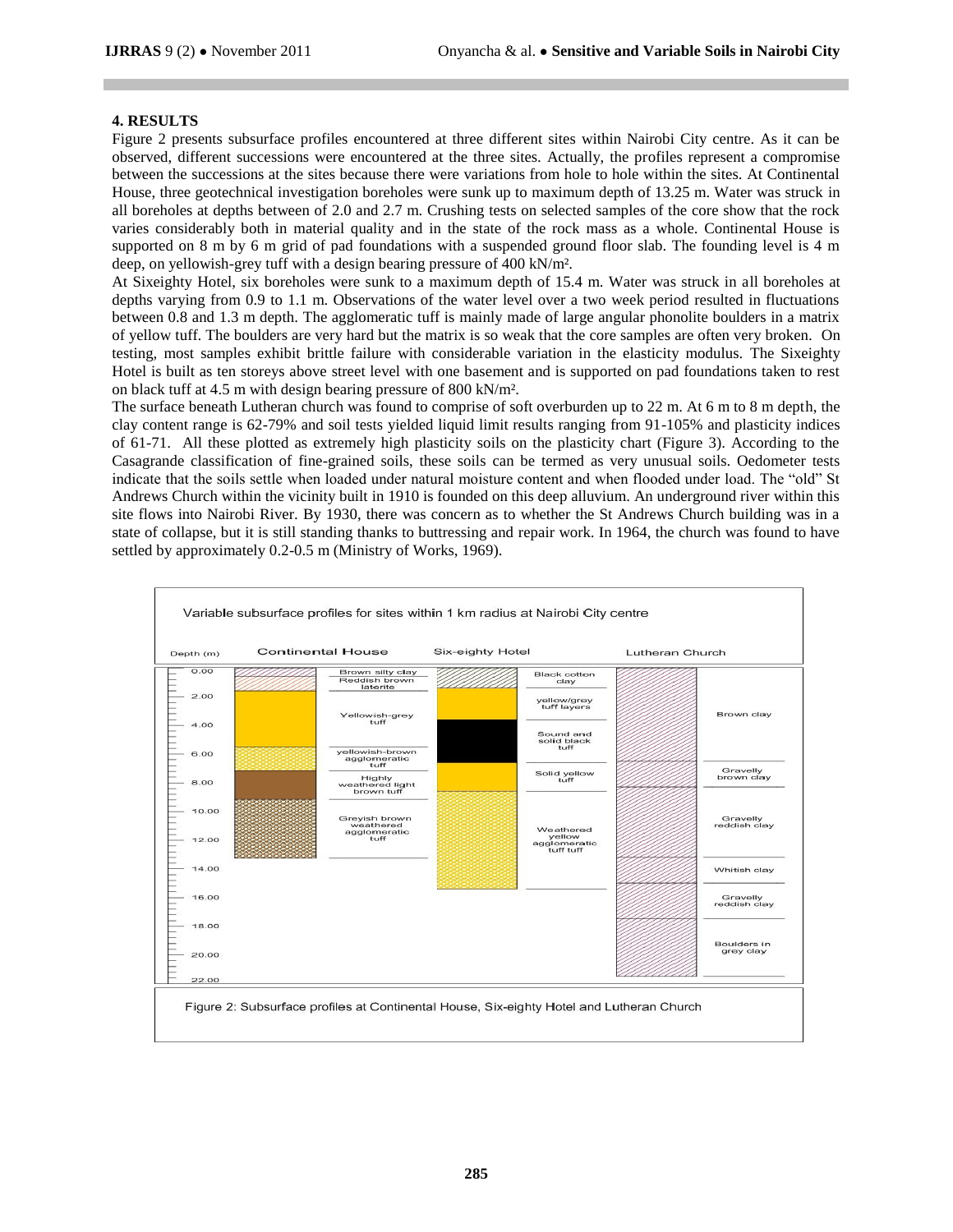## 4. RESULTS

Figure 2 presents subsurface profiles encountered at three different sites within Nairobi City centre. As it can be observed, different successions were encountered at the three sites. Actually, the profiles represent a compromise between the successions at the sites because there were variations from hole to hole within the sites. At Continental House, three geotechnical investigation boreholes were sunk up to maximum depth of 13.25 m. Water was struck in all boreholes at depths between of 2.0 and 2.7 m. Crushing tests on selected samples of the core show that the rock varies considerably both in material quality and in the state of the rock mass as a whole. Continental House is supported on 8 m by 6 m grid of pad foundations with a suspended ground floor slab. The founding level is 4 m deep, on yellowish-grey tuff with a design bearing pressure of 400 kN/m².

At Sixeighty Hotel, six boreholes were sunk to a maximum depth of 15.4 m. Water was struck in all boreholes at depths varying from 0.9 to 1.1 m. Observations of the water level over a two week period resulted in fluctuations between 0.8 and 1.3 m depth. The agglomeratic tuff is mainly made of large angular phonolite boulders in a matrix of yellow tuff. The boulders are very hard but the matrix is so weak that the core samples are often very broken. On testing, most samples exhibit brittle failure with considerable variation in the elasticity modulus. The Sixeighty Hotel is built as ten storeys above street level with one basement and is supported on pad foundations taken to rest on black tuff at 4.5 m with design bearing pressure of 800 kN/m².

The surface beneath Lutheran church was found to comprise of soft overburden up to 22 m. At 6 m to 8 m depth, the clay content range is 62-79% and soil tests yielded liquid limit results ranging from 91-105% and plasticity indices of 61-71. All these plotted as extremely high plasticity soils on the plasticity chart (Figure 3). According to the Casagrande classification of fine-grained soils, these soils can be termed as very unusual soils. Oedometer tests indicate that the soils settle when loaded under natural moisture content and when flooded under load. The "old" St Andrews Church within the vicinity built in 1910 is founded on this deep alluvium. An underground river within this site flows into Nairobi River. By 1930, there was concern as to whether the St Andrews Church building was in a state of collapse, but it is still standing thanks to buttressing and repair work. In 1964, the church was found to have settled by approximately 0.2-0.5 m (Ministry of Works, 1969).

Variable subsurface profiles for sites within 1 km radius at Nairobi City centre

| Continental House | Six-eighty Hotel | Lutheran Church |
|---|---|---|
| Brown silty clay | Black cotton clay | Brown clay |
| Reddish brown laterite | yellow/grey tuff layers | Gravelly brown clay |
| Yellowish-grey tuff | Sound and solid black tuff | Gravelly reddish clay |
| yellowish-brown agglomeratic tuff | Solid yellow tuff | Whitish clay |
| Highly weathered light brown tuff | Weathered yellow agglomeratic tuff tuff | Gravelly reddish clay |
| Greyish brown weathered agglomeratic tuff | | Boulders in grey clay |

Figure 2: Subsurface profiles at Continental House, Six-eighty Hotel and Lutheran Church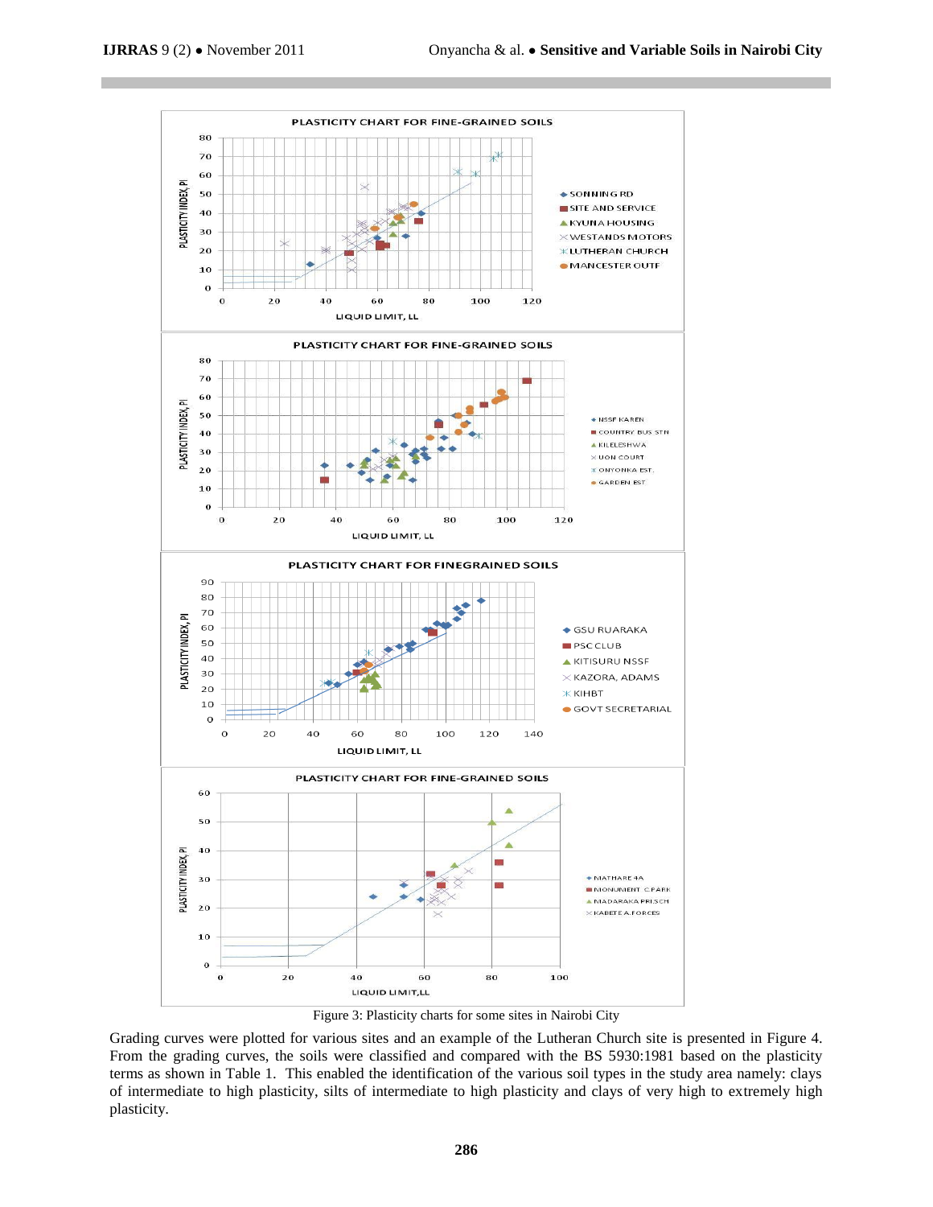Figure 3: Plasticity charts for some sites in Nairobi City

Grading curves were plotted for various sites and an example of the Lutheran Church site is presented in Figure 4. From the grading curves, the soils were classified and compared with the BS 5930:1981 based on the plasticity terms as shown in Table 1. This enabled the identification of the various soil types in the study area namely: clays of intermediate to high plasticity, silts of intermediate to high plasticity and clays of very high to extremely high plasticity.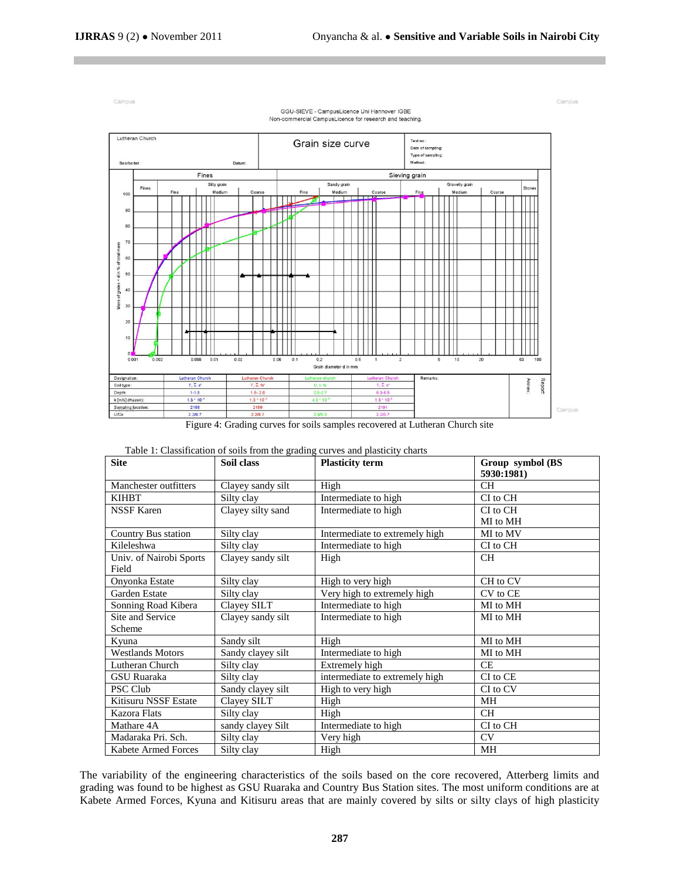Figure 4: Grading curves for soils samples recovered at Lutheran Church site

Table 1: Classification of soils from the grading curves and plasticity charts

| Site | Soil class | Plasticity term | Group symbol (BS 5930:1981) |
|---|---|---|---|
| Manchester outfitters | Clayey sandy silt | High | CH |
| KIHBT | Silty clay | Intermediate to high | CI to CH |
| NSSF Karen | Clayey silty sand | Intermediate to high | CI to CH<br>MI to MH |
| Country Bus station | Silty clay | Intermediate to extremely high | MI to MV |
| Kileleshwa | Silty clay | Intermediate to high | CI to CH |
| Univ. of Nairobi Sports Field | Clayey sandy silt | High | CH |
| Onyonka Estate | Silty clay | High to very high | CH to CV |
| Garden Estate | Silty clay | Very high to extremely high | CV to CE |
| Sonning Road Kibera | Clayey SILT | Intermediate to high | MI to MH |
| Site and Service Scheme | Clayey sandy silt | Intermediate to high | MI to MH |
| Kyuna | Sandy silt | High | MI to MH |
| Westlands Motors | Sandy clayey silt | Intermediate to high | MI to MH |
| Lutheran Church | Silty clay | Extremely high | CE |
| GSU Ruaraka | Silty clay | intermediate to extremely high | CI to CE |
| PSC Club | Sandy clayey silt | High to very high | CI to CV |
| Kitisuru NSSF Estate | Clayey SILT | High | MH |
| Kazora Flats | Silty clay | High | CH |
| Mathare 4A | sandy clayey Silt | Intermediate to high | CI to CH |
| Madaraka Pri. Sch. | Silty clay | Very high | CV |
| Kabete Armed Forces | Silty clay | High | MH |

The variability of the engineering characteristics of the soils based on the core recovered, Atterberg limits and grading was found to be highest as GSU Ruaraka and Country Bus Station sites. The most uniform conditions are at Kabete Armed Forces, Kyuna and Kitisuru areas that are mainly covered by silts or silty clays of high plasticity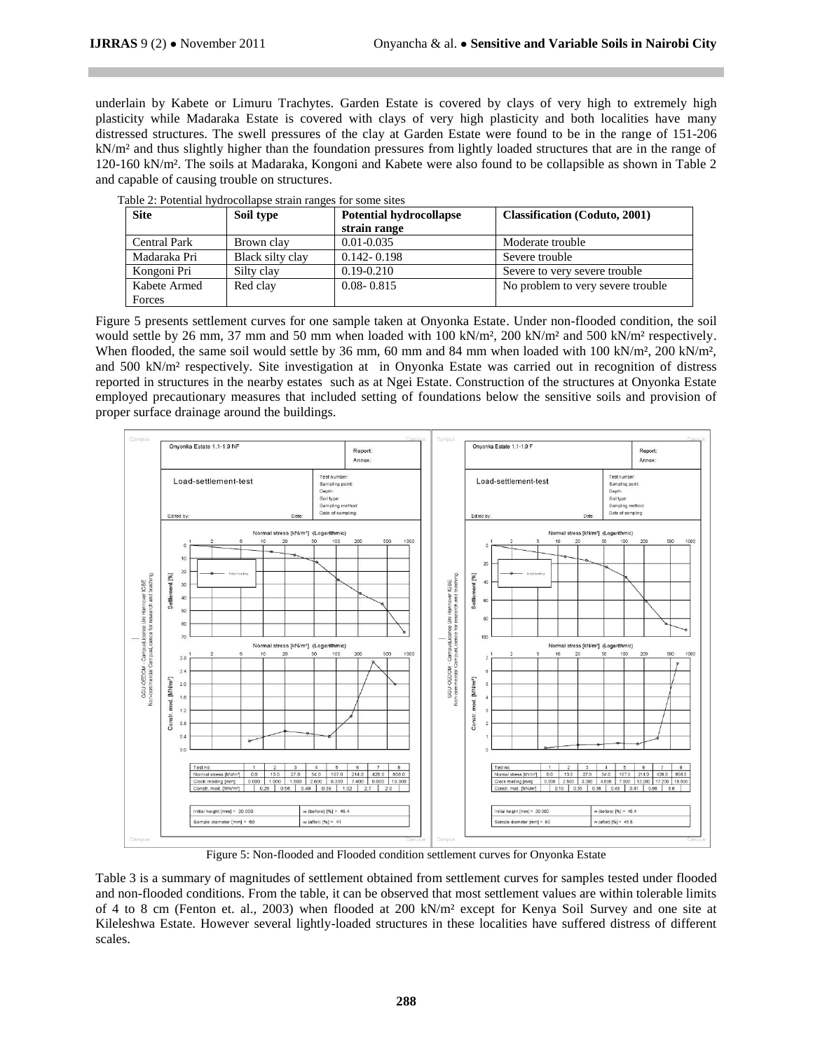underlain by Kabete or Limuru Trachytes. Garden Estate is covered by clays of very high to extremely high plasticity while Madaraka Estate is covered with clays of very high plasticity and both localities have many distressed structures. The swell pressures of the clay at Garden Estate were found to be in the range of 151-206 kN/m² and thus slightly higher than the foundation pressures from lightly loaded structures that are in the range of 120-160 kN/m². The soils at Madaraka, Kongoni and Kabete were also found to be collapsible as shown in Table 2 and capable of causing trouble on structures.

Table 2: Potential hydrocollapse strain ranges for some sites

| Site | Soil type | Potential hydrocollapse strain range | Classification (Coduto, 2001) |
|---|---|---|---|
| Central Park | Brown clay | 0.01-0.035 | Moderate trouble |
| Madaraka Pri | Black silty clay | 0.142- 0.198 | Severe trouble |
| Kongoni Pri | Silty clay | 0.19-0.210 | Severe to very severe trouble |
| Kabete Armed Forces | Red clay | 0.08- 0.815 | No problem to very severe trouble |

Figure 5 presents settlement curves for one sample taken at Onyonka Estate. Under non-flooded condition, the soil would settle by 26 mm, 37 mm and 50 mm when loaded with 100 kN/m², 200 kN/m² and 500 kN/m² respectively. When flooded, the same soil would settle by 36 mm, 60 mm and 84 mm when loaded with 100 kN/m², 200 kN/m², and 500 kN/m² respectively. Site investigation at in Onyonka Estate was carried out in recognition of distress reported in structures in the nearby estates such as at Ngei Estate. Construction of the structures at Onyonka Estate employed precautionary measures that included setting of foundations below the sensitive soils and provision of proper surface drainage around the buildings.

Figure 5: Non-flooded and Flooded condition settlement curves for Onyonka Estate

Table 3 is a summary of magnitudes of settlement obtained from settlement curves for samples tested under flooded and non-flooded conditions. From the table, it can be observed that most settlement values are within tolerable limits of 4 to 8 cm (Fenton et. al., 2003) when flooded at 200 kN/m² except for Kenya Soil Survey and one site at Kileleshwa Estate. However several lightly-loaded structures in these localities have suffered distress of different scales.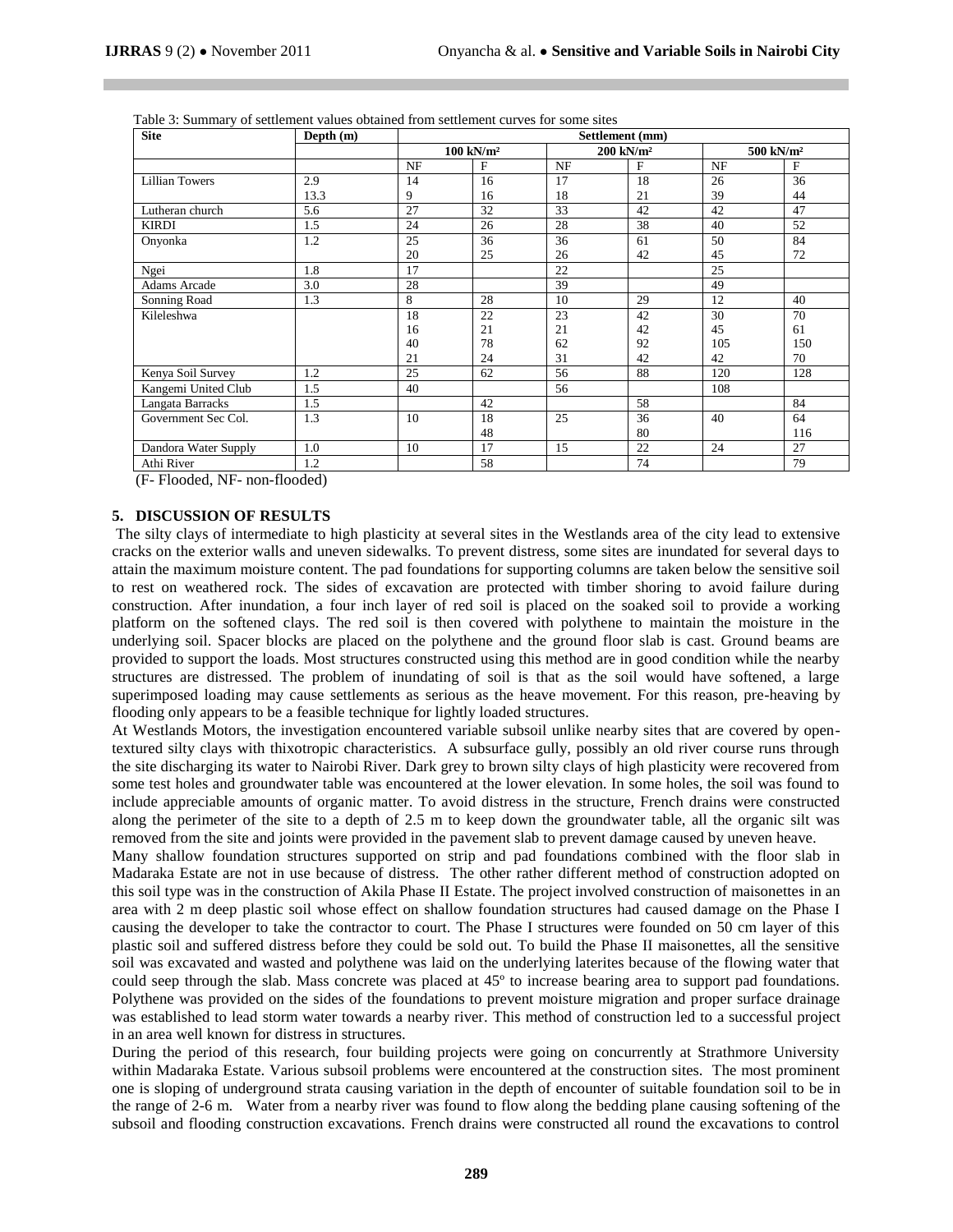Table 3: Summary of settlement values obtained from settlement curves for some sites

| Site | Depth (m) | Settlement (mm) | | | | | |
|---|---|---|---|---|---|---|---|
| | | 100 kN/m² | | 200 kN/m² | | 500 kN/m² | |
| | | NF | F | NF | F | NF | F |
| Lillian Towers | 2.9 | 14 | 16 | 17 | 18 | 26 | 36 |
| | 13.3 | 9 | 16 | 18 | 21 | 39 | 44 |
| Lutheran church | 5.6 | 27 | 32 | 33 | 42 | 42 | 47 |
| KIRDI | 1.5 | 24 | 26 | 28 | 38 | 40 | 52 |
| Onyonka | 1.2 | 25 | 36 | 36 | 61 | 50 | 84 |
| | | 20 | 25 | 26 | 42 | 45 | 72 |
| Ngei | 1.8 | 17 | | 22 | | 25 | |
| Adams Arcade | 3.0 | 28 | | 39 | | 49 | |
| Sonning Road | 1.3 | 8 | 28 | 10 | 29 | 12 | 40 |
| Kileleshwa | | 18 | 22 | 23 | 42 | 30 | 70 |
| | | 16 | 21 | 21 | 42 | 45 | 61 |
| | | 40 | 78 | 62 | 92 | 105 | 150 |
| | | 21 | 24 | 31 | 42 | 42 | 70 |
| Kenya Soil Survey | 1.2 | 25 | 62 | 56 | 88 | 120 | 128 |
| Kangemi United Club | 1.5 | 40 | | 56 | | 108 | |
| Langata Barracks | 1.5 | | 42 | | 58 | | 84 |
| Government Sec Col. | 1.3 | 10 | 18 | 25 | 36 | 40 | 64 |
| | | | 48 | | 80 | | 116 |
| Dandora Water Supply | 1.0 | 10 | 17 | 15 | 22 | 24 | 27 |
| Athi River | 1.2 | | 58 | | 74 | | 79 |

(F- Flooded, NF- non-flooded)

## 5. DISCUSSION OF RESULTS

The silty clays of intermediate to high plasticity at several sites in the Westlands area of the city lead to extensive cracks on the exterior walls and uneven sidewalks. To prevent distress, some sites are inundated for several days to attain the maximum moisture content. The pad foundations for supporting columns are taken below the sensitive soil to rest on weathered rock. The sides of excavation are protected with timber shoring to avoid failure during construction. After inundation, a four inch layer of red soil is placed on the soaked soil to provide a working platform on the softened clays. The red soil is then covered with polythene to maintain the moisture in the underlying soil. Spacer blocks are placed on the polythene and the ground floor slab is cast. Ground beams are provided to support the loads. Most structures constructed using this method are in good condition while the nearby structures are distressed. The problem of inundating of soil is that as the soil would have softened, a large superimposed loading may cause settlements as serious as the heave movement. For this reason, pre-heaving by flooding only appears to be a feasible technique for lightly loaded structures.

At Westlands Motors, the investigation encountered variable subsoil unlike nearby sites that are covered by open-textured silty clays with thixotropic characteristics. A subsurface gully, possibly an old river course runs through the site discharging its water to Nairobi River. Dark grey to brown silty clays of high plasticity were recovered from some test holes and groundwater table was encountered at the lower elevation. In some holes, the soil was found to include appreciable amounts of organic matter. To avoid distress in the structure, French drains were constructed along the perimeter of the site to a depth of 2.5 m to keep down the groundwater table, all the organic silt was removed from the site and joints were provided in the pavement slab to prevent damage caused by uneven heave.

Many shallow foundation structures supported on strip and pad foundations combined with the floor slab in Madaraka Estate are not in use because of distress. The other rather different method of construction adopted on this soil type was in the construction of Akila Phase II Estate. The project involved construction of maisonettes in an area with 2 m deep plastic soil whose effect on shallow foundation structures had caused damage on the Phase I causing the developer to take the contractor to court. The Phase I structures were founded on 50 cm layer of this plastic soil and suffered distress before they could be sold out. To build the Phase II maisonettes, all the sensitive soil was excavated and wasted and polythene was laid on the underlying laterites because of the flowing water that could seep through the slab. Mass concrete was placed at 45º to increase bearing area to support pad foundations. Polythene was provided on the sides of the foundations to prevent moisture migration and proper surface drainage was established to lead storm water towards a nearby river. This method of construction led to a successful project in an area well known for distress in structures.

During the period of this research, four building projects were going on concurrently at Strathmore University within Madaraka Estate. Various subsoil problems were encountered at the construction sites. The most prominent one is sloping of underground strata causing variation in the depth of encounter of suitable foundation soil to be in the range of 2-6 m. Water from a nearby river was found to flow along the bedding plane causing softening of the subsoil and flooding construction excavations. French drains were constructed all round the excavations to control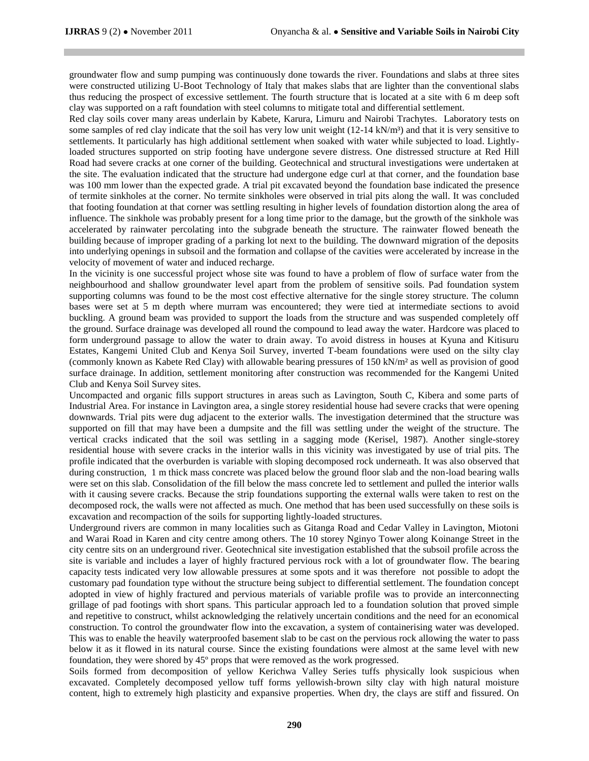groundwater flow and sump pumping was continuously done towards the river. Foundations and slabs at three sites were constructed utilizing U-Boot Technology of Italy that makes slabs that are lighter than the conventional slabs thus reducing the prospect of excessive settlement. The fourth structure that is located at a site with 6 m deep soft clay was supported on a raft foundation with steel columns to mitigate total and differential settlement.

Red clay soils cover many areas underlain by Kabete, Karura, Limuru and Nairobi Trachytes. Laboratory tests on some samples of red clay indicate that the soil has very low unit weight (12-14 kN/m³) and that it is very sensitive to settlements. It particularly has high additional settlement when soaked with water while subjected to load. Lightly-loaded structures supported on strip footing have undergone severe distress. One distressed structure at Red Hill Road had severe cracks at one corner of the building. Geotechnical and structural investigations were undertaken at the site. The evaluation indicated that the structure had undergone edge curl at that corner, and the foundation base was 100 mm lower than the expected grade. A trial pit excavated beyond the foundation base indicated the presence of termite sinkholes at the corner. No termite sinkholes were observed in trial pits along the wall. It was concluded that footing foundation at that corner was settling resulting in higher levels of foundation distortion along the area of influence. The sinkhole was probably present for a long time prior to the damage, but the growth of the sinkhole was accelerated by rainwater percolating into the subgrade beneath the structure. The rainwater flowed beneath the building because of improper grading of a parking lot next to the building. The downward migration of the deposits into underlying openings in subsoil and the formation and collapse of the cavities were accelerated by increase in the velocity of movement of water and induced recharge.

In the vicinity is one successful project whose site was found to have a problem of flow of surface water from the neighbourhood and shallow groundwater level apart from the problem of sensitive soils. Pad foundation system supporting columns was found to be the most cost effective alternative for the single storey structure. The column bases were set at 5 m depth where murram was encountered; they were tied at intermediate sections to avoid buckling. A ground beam was provided to support the loads from the structure and was suspended completely off the ground. Surface drainage was developed all round the compound to lead away the water. Hardcore was placed to form underground passage to allow the water to drain away. To avoid distress in houses at Kyuna and Kitisuru Estates, Kangemi United Club and Kenya Soil Survey, inverted T-beam foundations were used on the silty clay (commonly known as Kabete Red Clay) with allowable bearing pressures of 150 kN/m² as well as provision of good surface drainage. In addition, settlement monitoring after construction was recommended for the Kangemi United Club and Kenya Soil Survey sites.

Uncompacted and organic fills support structures in areas such as Lavington, South C, Kibera and some parts of Industrial Area. For instance in Lavington area, a single storey residential house had severe cracks that were opening downwards. Trial pits were dug adjacent to the exterior walls. The investigation determined that the structure was supported on fill that may have been a dumpsite and the fill was settling under the weight of the structure. The vertical cracks indicated that the soil was settling in a sagging mode (Kerisel, 1987). Another single-storey residential house with severe cracks in the interior walls in this vicinity was investigated by use of trial pits. The profile indicated that the overburden is variable with sloping decomposed rock underneath. It was also observed that during construction, 1 m thick mass concrete was placed below the ground floor slab and the non-load bearing walls were set on this slab. Consolidation of the fill below the mass concrete led to settlement and pulled the interior walls with it causing severe cracks. Because the strip foundations supporting the external walls were taken to rest on the decomposed rock, the walls were not affected as much. One method that has been used successfully on these soils is excavation and recompaction of the soils for supporting lightly-loaded structures.

Underground rivers are common in many localities such as Gitanga Road and Cedar Valley in Lavington, Miotoni and Warai Road in Karen and city centre among others. The 10 storey Nginyo Tower along Koinange Street in the city centre sits on an underground river. Geotechnical site investigation established that the subsoil profile across the site is variable and includes a layer of highly fractured pervious rock with a lot of groundwater flow. The bearing capacity tests indicated very low allowable pressures at some spots and it was therefore not possible to adopt the customary pad foundation type without the structure being subject to differential settlement. The foundation concept adopted in view of highly fractured and pervious materials of variable profile was to provide an interconnecting grillage of pad footings with short spans. This particular approach led to a foundation solution that proved simple and repetitive to construct, whilst acknowledging the relatively uncertain conditions and the need for an economical construction. To control the groundwater flow into the excavation, a system of containerising water was developed. This was to enable the heavily waterproofed basement slab to be cast on the pervious rock allowing the water to pass below it as it flowed in its natural course. Since the existing foundations were almost at the same level with new foundation, they were shored by 45º props that were removed as the work progressed.

Soils formed from decomposition of yellow Kerichwa Valley Series tuffs physically look suspicious when excavated. Completely decomposed yellow tuff forms yellowish-brown silty clay with high natural moisture content, high to extremely high plasticity and expansive properties. When dry, the clays are stiff and fissured. On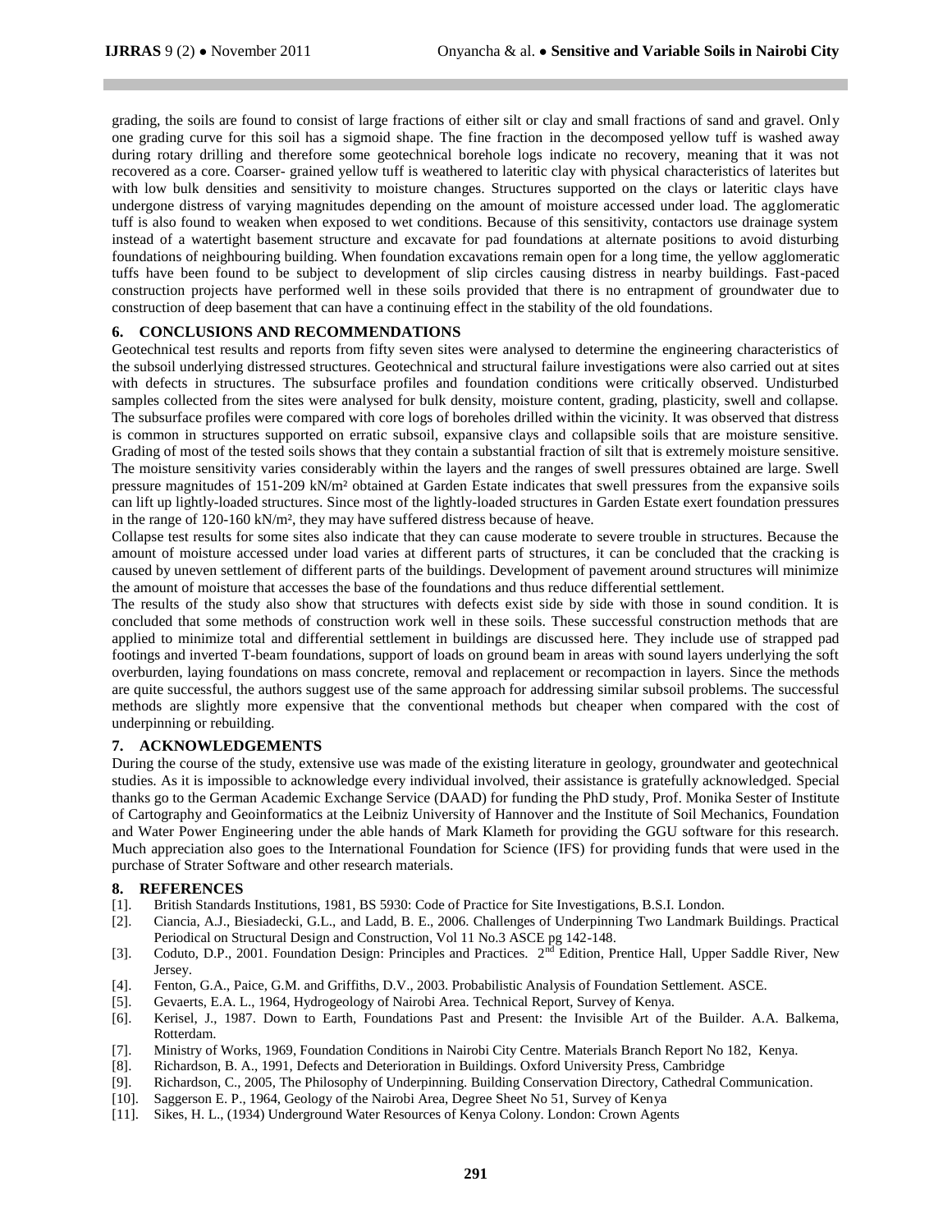grading, the soils are found to consist of large fractions of either silt or clay and small fractions of sand and gravel. Only one grading curve for this soil has a sigmoid shape. The fine fraction in the decomposed yellow tuff is washed away during rotary drilling and therefore some geotechnical borehole logs indicate no recovery, meaning that it was not recovered as a core. Coarser- grained yellow tuff is weathered to lateritic clay with physical characteristics of laterites but with low bulk densities and sensitivity to moisture changes. Structures supported on the clays or lateritic clays have undergone distress of varying magnitudes depending on the amount of moisture accessed under load. The agglomeratic tuff is also found to weaken when exposed to wet conditions. Because of this sensitivity, contactors use drainage system instead of a watertight basement structure and excavate for pad foundations at alternate positions to avoid disturbing foundations of neighbouring building. When foundation excavations remain open for a long time, the yellow agglomeratic tuffs have been found to be subject to development of slip circles causing distress in nearby buildings. Fast-paced construction projects have performed well in these soils provided that there is no entrapment of groundwater due to construction of deep basement that can have a continuing effect in the stability of the old foundations.

## 6. CONCLUSIONS AND RECOMMENDATIONS

Geotechnical test results and reports from fifty seven sites were analysed to determine the engineering characteristics of the subsoil underlying distressed structures. Geotechnical and structural failure investigations were also carried out at sites with defects in structures. The subsurface profiles and foundation conditions were critically observed. Undisturbed samples collected from the sites were analysed for bulk density, moisture content, grading, plasticity, swell and collapse. The subsurface profiles were compared with core logs of boreholes drilled within the vicinity. It was observed that distress is common in structures supported on erratic subsoil, expansive clays and collapsible soils that are moisture sensitive. Grading of most of the tested soils shows that they contain a substantial fraction of silt that is extremely moisture sensitive. The moisture sensitivity varies considerably within the layers and the ranges of swell pressures obtained are large. Swell pressure magnitudes of 151-209 kN/m² obtained at Garden Estate indicates that swell pressures from the expansive soils can lift up lightly-loaded structures. Since most of the lightly-loaded structures in Garden Estate exert foundation pressures in the range of 120-160 kN/m², they may have suffered distress because of heave.

Collapse test results for some sites also indicate that they can cause moderate to severe trouble in structures. Because the amount of moisture accessed under load varies at different parts of structures, it can be concluded that the cracking is caused by uneven settlement of different parts of the buildings. Development of pavement around structures will minimize the amount of moisture that accesses the base of the foundations and thus reduce differential settlement.

The results of the study also show that structures with defects exist side by side with those in sound condition. It is concluded that some methods of construction work well in these soils. These successful construction methods that are applied to minimize total and differential settlement in buildings are discussed here. They include use of strapped pad footings and inverted T-beam foundations, support of loads on ground beam in areas with sound layers underlying the soft overburden, laying foundations on mass concrete, removal and replacement or recompaction in layers. Since the methods are quite successful, the authors suggest use of the same approach for addressing similar subsoil problems. The successful methods are slightly more expensive that the conventional methods but cheaper when compared with the cost of underpinning or rebuilding.

## 7. ACKNOWLEDGEMENTS

During the course of the study, extensive use was made of the existing literature in geology, groundwater and geotechnical studies. As it is impossible to acknowledge every individual involved, their assistance is gratefully acknowledged. Special thanks go to the German Academic Exchange Service (DAAD) for funding the PhD study, Prof. Monika Sester of Institute of Cartography and Geoinformatics at the Leibniz University of Hannover and the Institute of Soil Mechanics, Foundation and Water Power Engineering under the able hands of Mark Klameth for providing the GGU software for this research. Much appreciation also goes to the International Foundation for Science (IFS) for providing funds that were used in the purchase of Strater Software and other research materials.

## 8. REFERENCES

[1]. British Standards Institutions, 1981, BS 5930: Code of Practice for Site Investigations, B.S.I. London.

[2]. Ciancia, A.J., Biesiadecki, G.L., and Ladd, B. E., 2006. Challenges of Underpinning Two Landmark Buildings. Practical Periodical on Structural Design and Construction, Vol 11 No.3 ASCE pg 142-148.

[3]. Coduto, D.P., 2001. Foundation Design: Principles and Practices. 2nd Edition, Prentice Hall, Upper Saddle River, New Jersey.

[4]. Fenton, G.A., Paice, G.M. and Griffiths, D.V., 2003. Probabilistic Analysis of Foundation Settlement. ASCE.

[5]. Gevaerts, E.A. L., 1964, Hydrogeology of Nairobi Area. Technical Report, Survey of Kenya.

[6]. Kerisel, J., 1987. Down to Earth, Foundations Past and Present: the Invisible Art of the Builder. A.A. Balkema, Rotterdam.

[7]. Ministry of Works, 1969, Foundation Conditions in Nairobi City Centre. Materials Branch Report No 182, Kenya.

[8]. Richardson, B. A., 1991, Defects and Deterioration in Buildings. Oxford University Press, Cambridge

[9]. Richardson, C., 2005, The Philosophy of Underpinning. Building Conservation Directory, Cathedral Communication.

[10]. Saggerson E. P., 1964, Geology of the Nairobi Area, Degree Sheet No 51, Survey of Kenya

[11]. Sikes, H. L., (1934) Underground Water Resources of Kenya Colony. London: Crown Agents